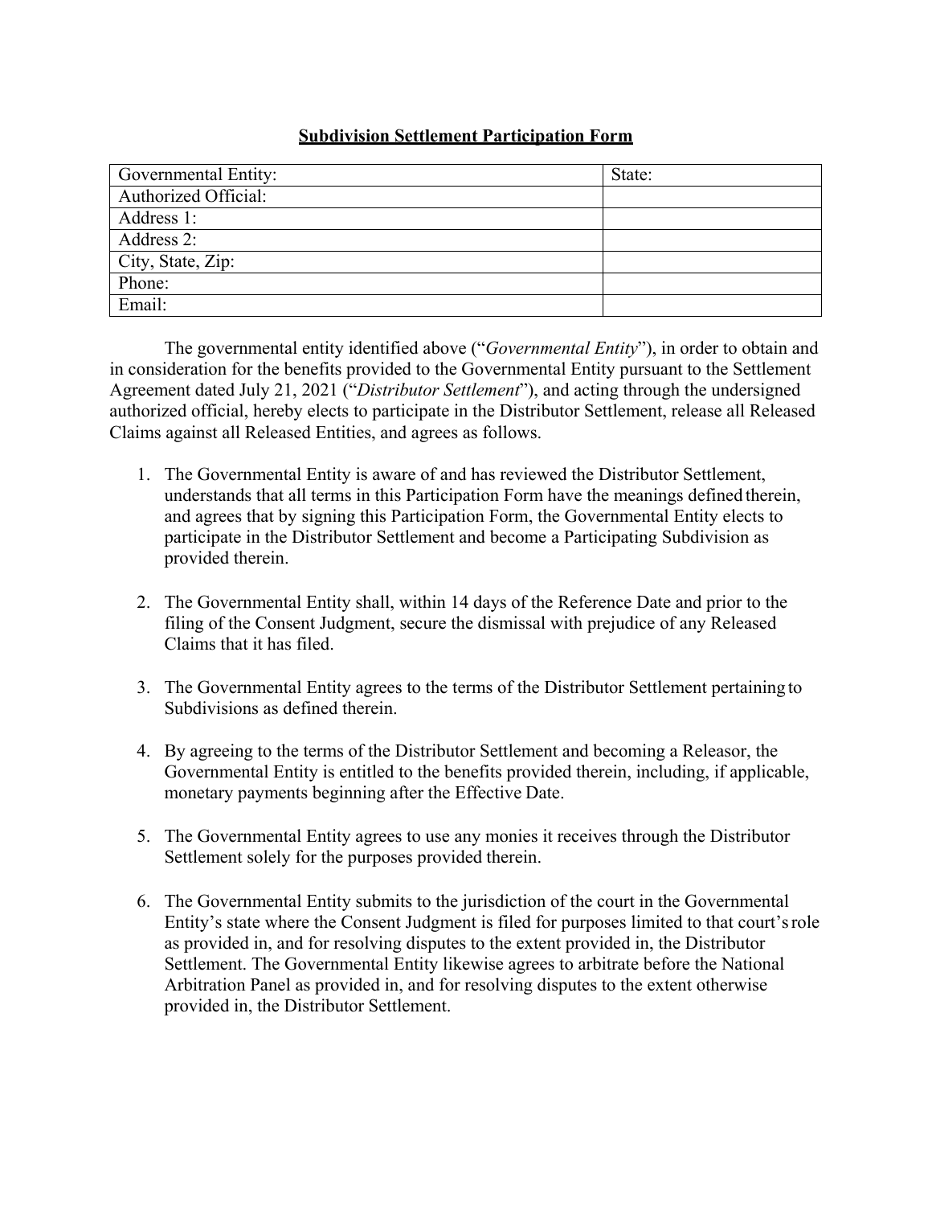**Subdivision Settlement Participation Form**

| Governmental Entity: | State: |
|---|---|
| Authorized Official: | |
| Address 1: | |
| Address 2: | |
| City, State, Zip: | |
| Phone: | |
| Email: | |

The governmental entity identified above ("*Governmental Entity*"), in order to obtain and in consideration for the benefits provided to the Governmental Entity pursuant to the Settlement Agreement dated July 21, 2021 ("*Distributor Settlement*"), and acting through the undersigned authorized official, hereby elects to participate in the Distributor Settlement, release all Released Claims against all Released Entities, and agrees as follows.

1. The Governmental Entity is aware of and has reviewed the Distributor Settlement, understands that all terms in this Participation Form have the meanings defined therein, and agrees that by signing this Participation Form, the Governmental Entity elects to participate in the Distributor Settlement and become a Participating Subdivision as provided therein.

2. The Governmental Entity shall, within 14 days of the Reference Date and prior to the filing of the Consent Judgment, secure the dismissal with prejudice of any Released Claims that it has filed.

3. The Governmental Entity agrees to the terms of the Distributor Settlement pertaining to Subdivisions as defined therein.

4. By agreeing to the terms of the Distributor Settlement and becoming a Releasor, the Governmental Entity is entitled to the benefits provided therein, including, if applicable, monetary payments beginning after the Effective Date.

5. The Governmental Entity agrees to use any monies it receives through the Distributor Settlement solely for the purposes provided therein.

6. The Governmental Entity submits to the jurisdiction of the court in the Governmental Entity's state where the Consent Judgment is filed for purposes limited to that court's role as provided in, and for resolving disputes to the extent provided in, the Distributor Settlement. The Governmental Entity likewise agrees to arbitrate before the National Arbitration Panel as provided in, and for resolving disputes to the extent otherwise provided in, the Distributor Settlement.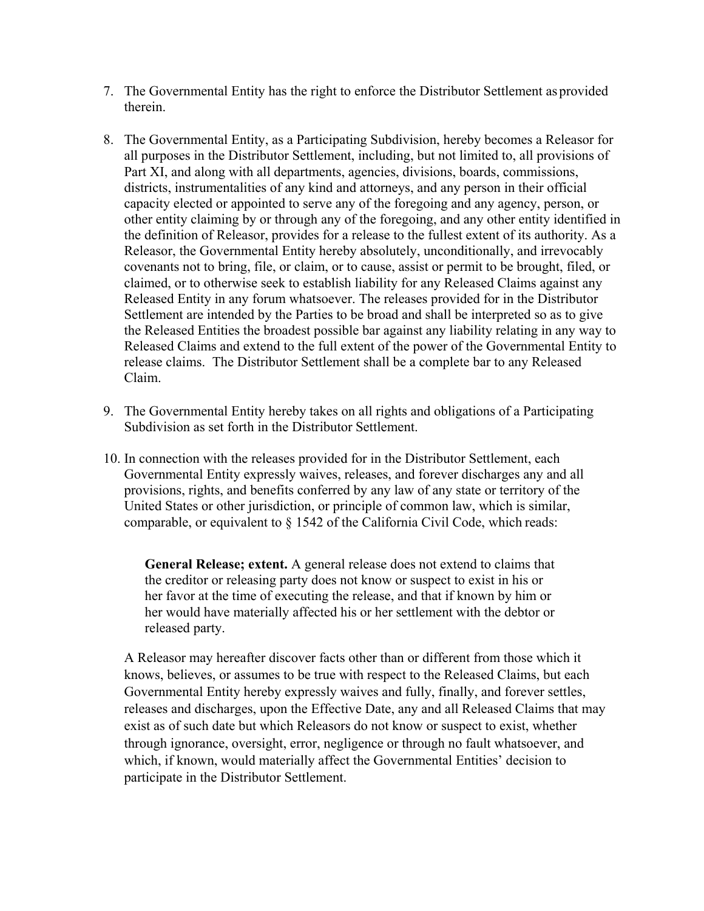7. The Governmental Entity has the right to enforce the Distributor Settlement as provided therein.

8. The Governmental Entity, as a Participating Subdivision, hereby becomes a Releasor for all purposes in the Distributor Settlement, including, but not limited to, all provisions of Part XI, and along with all departments, agencies, divisions, boards, commissions, districts, instrumentalities of any kind and attorneys, and any person in their official capacity elected or appointed to serve any of the foregoing and any agency, person, or other entity claiming by or through any of the foregoing, and any other entity identified in the definition of Releasor, provides for a release to the fullest extent of its authority. As a Releasor, the Governmental Entity hereby absolutely, unconditionally, and irrevocably covenants not to bring, file, or claim, or to cause, assist or permit to be brought, filed, or claimed, or to otherwise seek to establish liability for any Released Claims against any Released Entity in any forum whatsoever. The releases provided for in the Distributor Settlement are intended by the Parties to be broad and shall be interpreted so as to give the Released Entities the broadest possible bar against any liability relating in any way to Released Claims and extend to the full extent of the power of the Governmental Entity to release claims. The Distributor Settlement shall be a complete bar to any Released Claim.

9. The Governmental Entity hereby takes on all rights and obligations of a Participating Subdivision as set forth in the Distributor Settlement.

10. In connection with the releases provided for in the Distributor Settlement, each Governmental Entity expressly waives, releases, and forever discharges any and all provisions, rights, and benefits conferred by any law of any state or territory of the United States or other jurisdiction, or principle of common law, which is similar, comparable, or equivalent to § 1542 of the California Civil Code, which reads:

    **General Release; extent.** A general release does not extend to claims that the creditor or releasing party does not know or suspect to exist in his or her favor at the time of executing the release, and that if known by him or her would have materially affected his or her settlement with the debtor or released party.

    A Releasor may hereafter discover facts other than or different from those which it knows, believes, or assumes to be true with respect to the Released Claims, but each Governmental Entity hereby expressly waives and fully, finally, and forever settles, releases and discharges, upon the Effective Date, any and all Released Claims that may exist as of such date but which Releasors do not know or suspect to exist, whether through ignorance, oversight, error, negligence or through no fault whatsoever, and which, if known, would materially affect the Governmental Entities' decision to participate in the Distributor Settlement.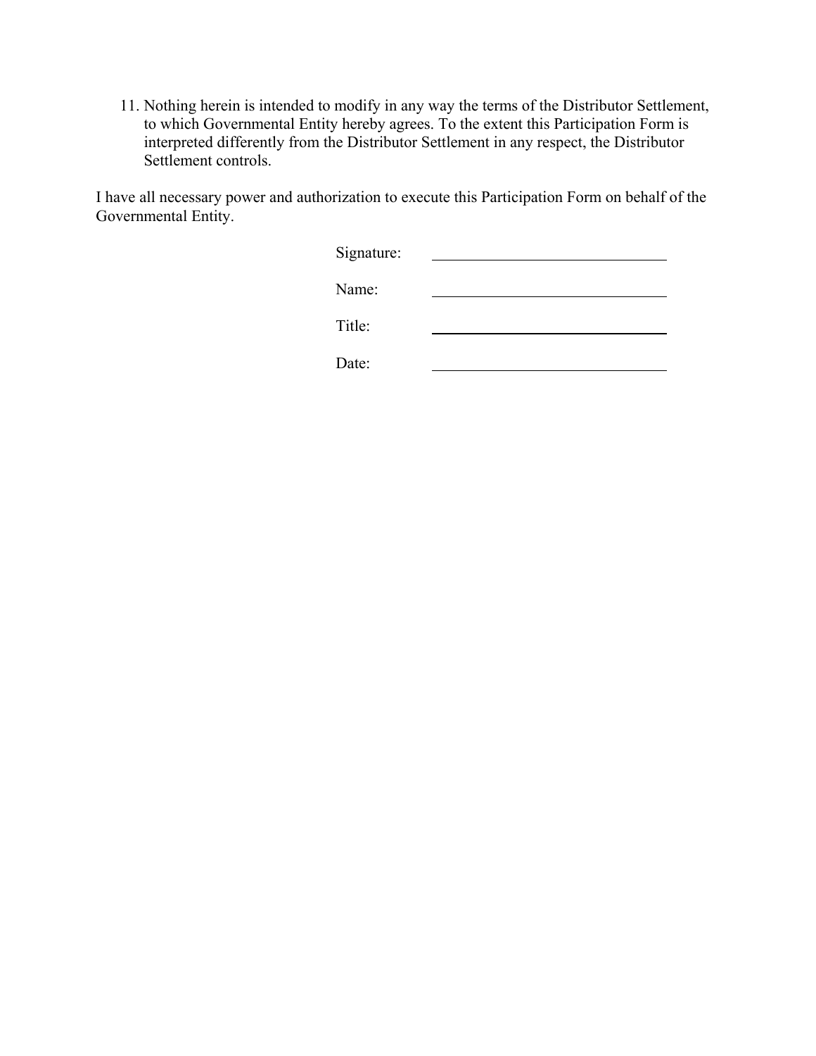11. Nothing herein is intended to modify in any way the terms of the Distributor Settlement, to which Governmental Entity hereby agrees. To the extent this Participation Form is interpreted differently from the Distributor Settlement in any respect, the Distributor Settlement controls.

I have all necessary power and authorization to execute this Participation Form on behalf of the Governmental Entity.

Signature: ______________________________

Name: ______________________________

Title: ______________________________

Date: ______________________________